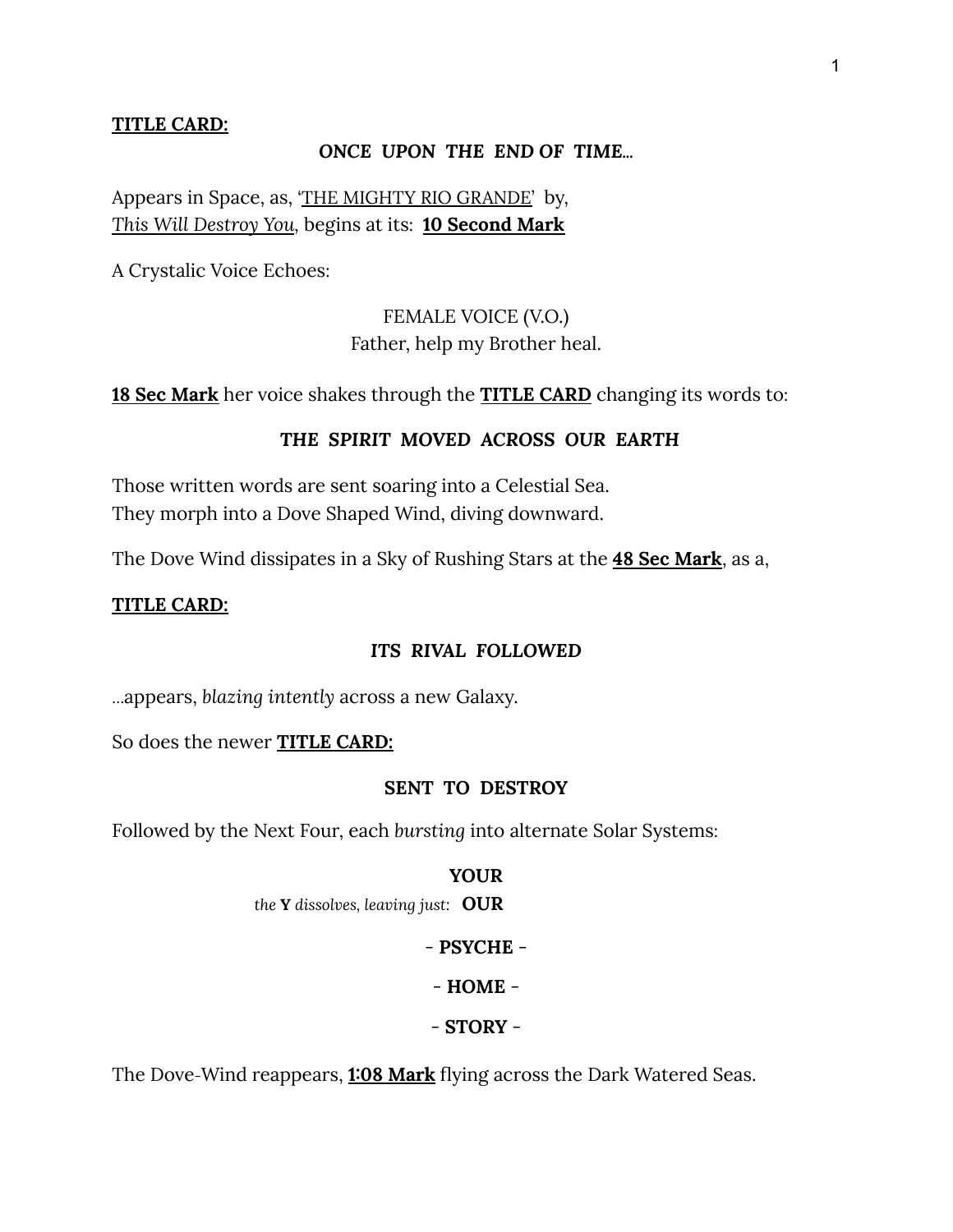**<u>TITLE CARD:</u>**

***ONCE UPON THE END OF TIME…***

Appears in Space, as, '<u>THE MIGHTY RIO GRANDE</u>' by, <u>*This Will Destroy You*</u>, begins at its: **<u>10 Second Mark</u>**

A Crystalic Voice Echoes:

FEMALE VOICE (V.O.)
Father, help my Brother heal.

**<u>18 Sec Mark</u>** her voice shakes through the **<u>TITLE CARD</u>** changing its words to:

***THE SPIRIT MOVED ACROSS OUR EARTH***

Those written words are sent soaring into a Celestial Sea.
They morph into a Dove Shaped Wind, diving downward.

The Dove Wind dissipates in a Sky of Rushing Stars at the **<u>48 Sec Mark</u>**, as a,

**<u>TITLE CARD:</u>**

***ITS RIVAL FOLLOWED***

…appears, *blazing intently* across a new Galaxy.

So does the newer **<u>TITLE CARD:</u>**

**SENT TO DESTROY**

Followed by the Next Four, each *bursting* into alternate Solar Systems:

**YOUR**

*the* **Y** *dissolves, leaving just:* **OUR**

\- **PSYCHE** -

\- **HOME** -

\- **STORY** -

The Dove-Wind reappears, **<u>1:08 Mark</u>** flying across the Dark Watered Seas.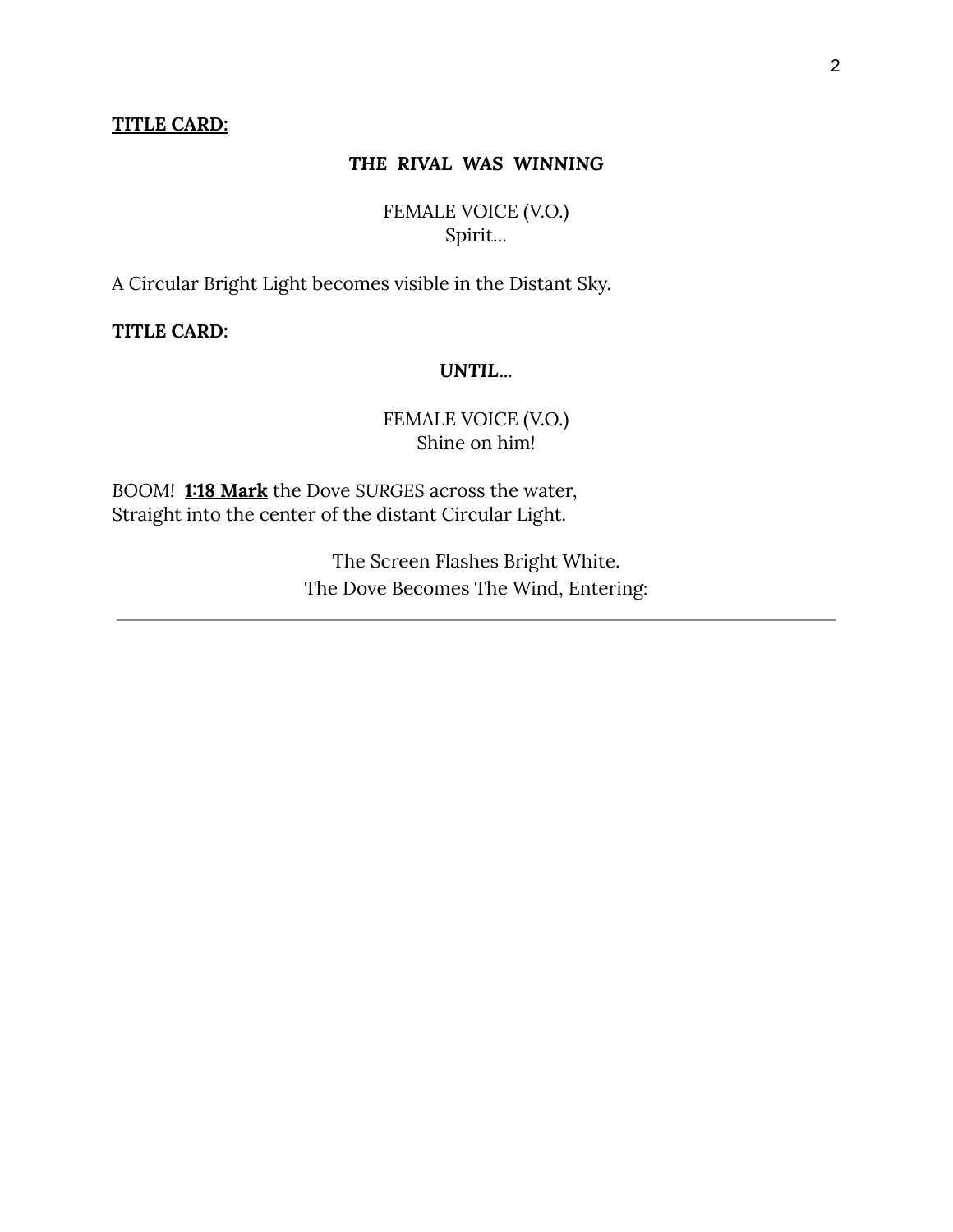**<u>TITLE CARD:</u>**

***THE RIVAL WAS WINNING***

FEMALE VOICE (V.O.)
Spirit...

A Circular Bright Light becomes visible in the Distant Sky.

**TITLE CARD:**

***UNTIL...***

FEMALE VOICE (V.O.)
Shine on him!

*BOOM!* **<u>1:18 Mark</u>** the Dove *SURGES* across the water,
Straight into the center of the distant Circular Light.

The Screen Flashes Bright White.
The Dove Becomes The Wind, Entering:

---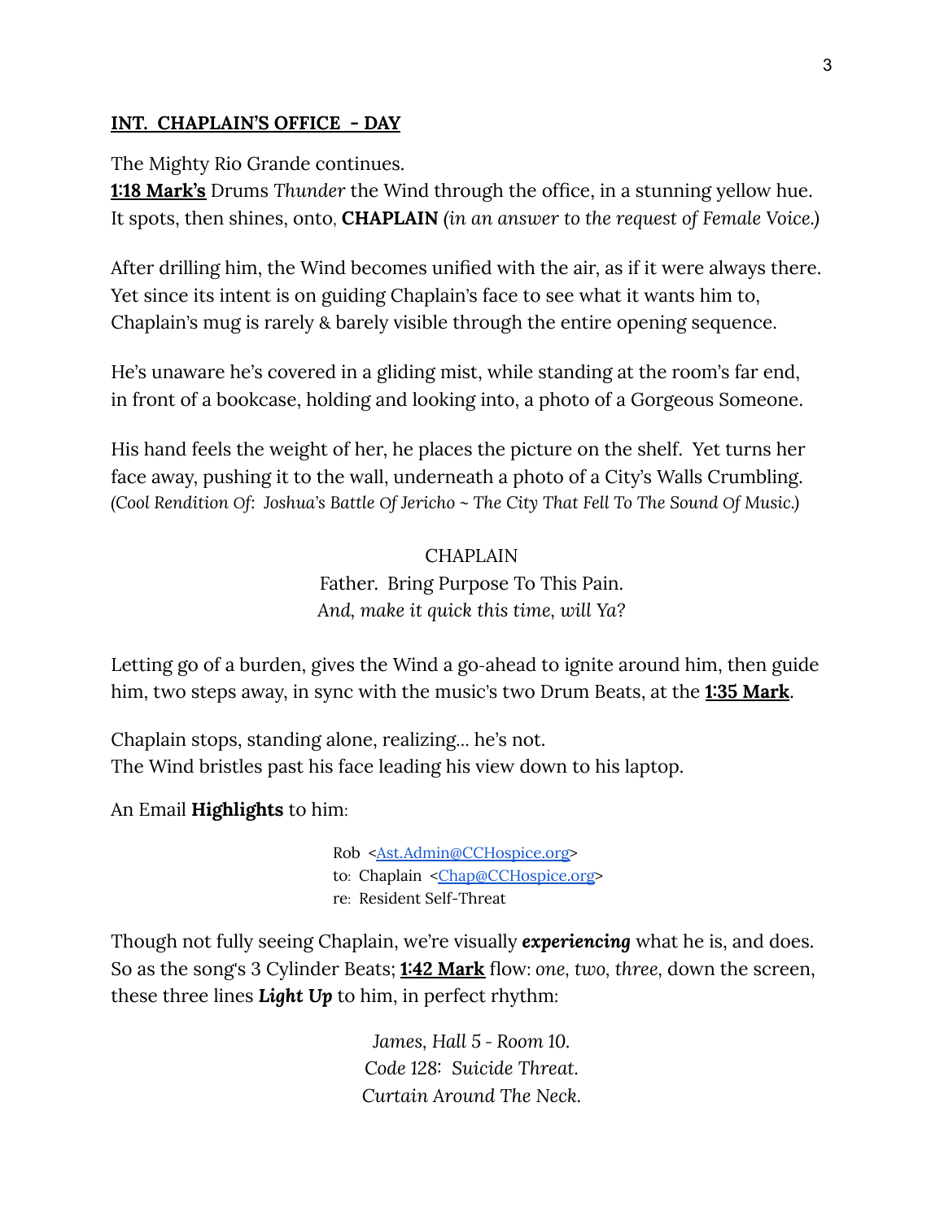**<u>INT. CHAPLAIN'S OFFICE - DAY</u>**

The Mighty Rio Grande continues.
**<u>1:18 Mark's</u>** Drums *Thunder* the Wind through the office, in a stunning yellow hue.
It spots, then shines, onto, **CHAPLAIN** *(in an answer to the request of Female Voice.)*

After drilling him, the Wind becomes unified with the air, as if it were always there.
Yet since its intent is on guiding Chaplain's face to see what it wants him to,
Chaplain's mug is rarely & barely visible through the entire opening sequence.

He's unaware he's covered in a gliding mist, while standing at the room's far end,
in front of a bookcase, holding and looking into, a photo of a Gorgeous Someone.

His hand feels the weight of her, he places the picture on the shelf. Yet turns her
face away, pushing it to the wall, underneath a photo of a City's Walls Crumbling.
*(Cool Rendition Of: Joshua's Battle Of Jericho ~ The City That Fell To The Sound Of Music.)*

CHAPLAIN
Father. Bring Purpose To This Pain.
*And, make it quick this time, will Ya?*

Letting go of a burden, gives the Wind a go-ahead to ignite around him, then guide
him, two steps away, in sync with the music's two Drum Beats, at the **<u>1:35 Mark</u>**.

Chaplain stops, standing alone, realizing... he's not.
The Wind bristles past his face leading his view down to his laptop.

An Email **Highlights** to him:

Rob <Ast.Admin@CCHospice.org>
to: Chaplain <Chap@CCHospice.org>
re: Resident Self-Threat

Though not fully seeing Chaplain, we're visually ***experiencing*** what he is, and does.
So as the song's 3 Cylinder Beats; **<u>1:42 Mark</u>** flow: *one, two, three,* down the screen,
these three lines ***Light Up*** to him, in perfect rhythm:

*James, Hall 5 - Room 10.*
*Code 128: Suicide Threat.*
*Curtain Around The Neck.*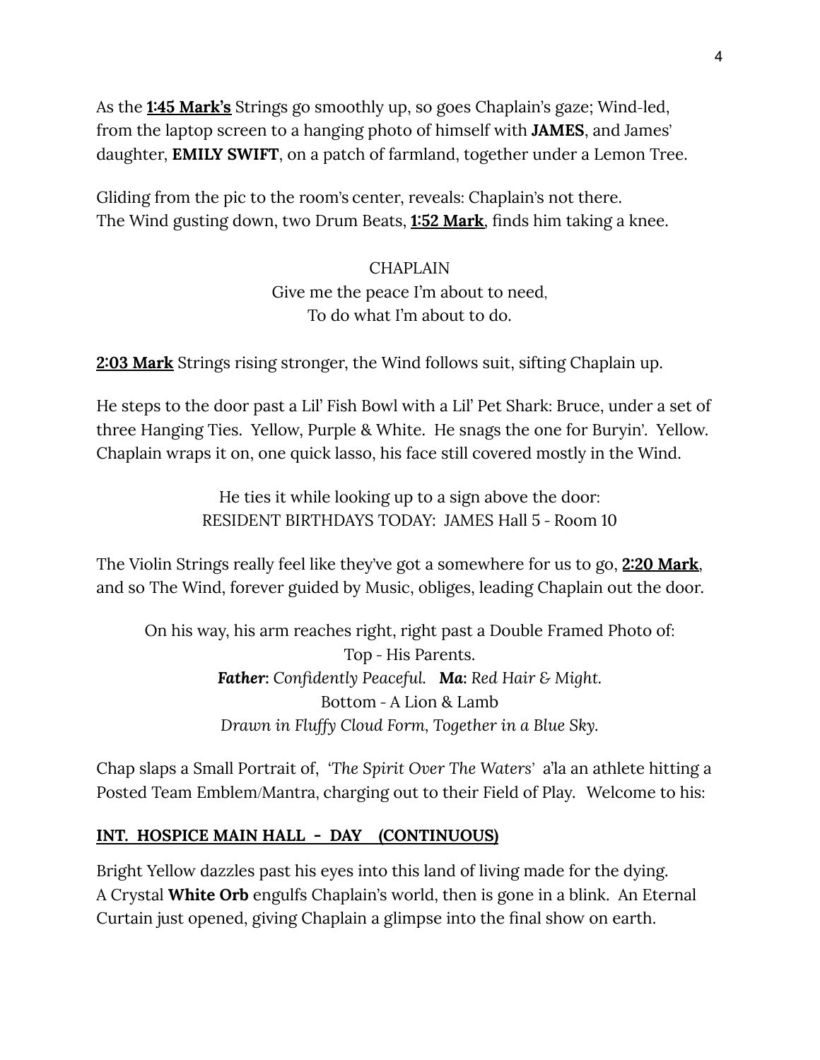As the **1:45 Mark's** Strings go smoothly up, so goes Chaplain's gaze; Wind-led, from the laptop screen to a hanging photo of himself with **JAMES**, and James' daughter, **EMILY SWIFT**, on a patch of farmland, together under a Lemon Tree.

Gliding from the pic to the room's center, reveals: Chaplain's not there.
The Wind gusting down, two Drum Beats, **1:52 Mark**, finds him taking a knee.

CHAPLAIN
Give me the peace I'm about to need,
To do what I'm about to do.

**2:03 Mark** Strings rising stronger, the Wind follows suit, sifting Chaplain up.

He steps to the door past a Lil' Fish Bowl with a Lil' Pet Shark: Bruce, under a set of three Hanging Ties. Yellow, Purple & White. He snags the one for Buryin'. Yellow. Chaplain wraps it on, one quick lasso, his face still covered mostly in the Wind.

He ties it while looking up to a sign above the door:
RESIDENT BIRTHDAYS TODAY: JAMES Hall 5 - Room 10

The Violin Strings really feel like they've got a somewhere for us to go, **2:20 Mark**, and so The Wind, forever guided by Music, obliges, leading Chaplain out the door.

On his way, his arm reaches right, right past a Double Framed Photo of:
Top - His Parents.
***Father**: Confidently Peaceful.* ***Ma**: Red Hair & Might.*
Bottom - A Lion & Lamb
*Drawn in Fluffy Cloud Form, Together in a Blue Sky.*

Chap slaps a Small Portrait of, *'The Spirit Over The Waters'* a'la an athlete hitting a Posted Team Emblem/Mantra, charging out to their Field of Play. Welcome to his:

**INT. HOSPICE MAIN HALL - DAY (CONTINUOUS)**

Bright Yellow dazzles past his eyes into this land of living made for the dying.
A Crystal **White Orb** engulfs Chaplain's world, then is gone in a blink. An Eternal Curtain just opened, giving Chaplain a glimpse into the final show on earth.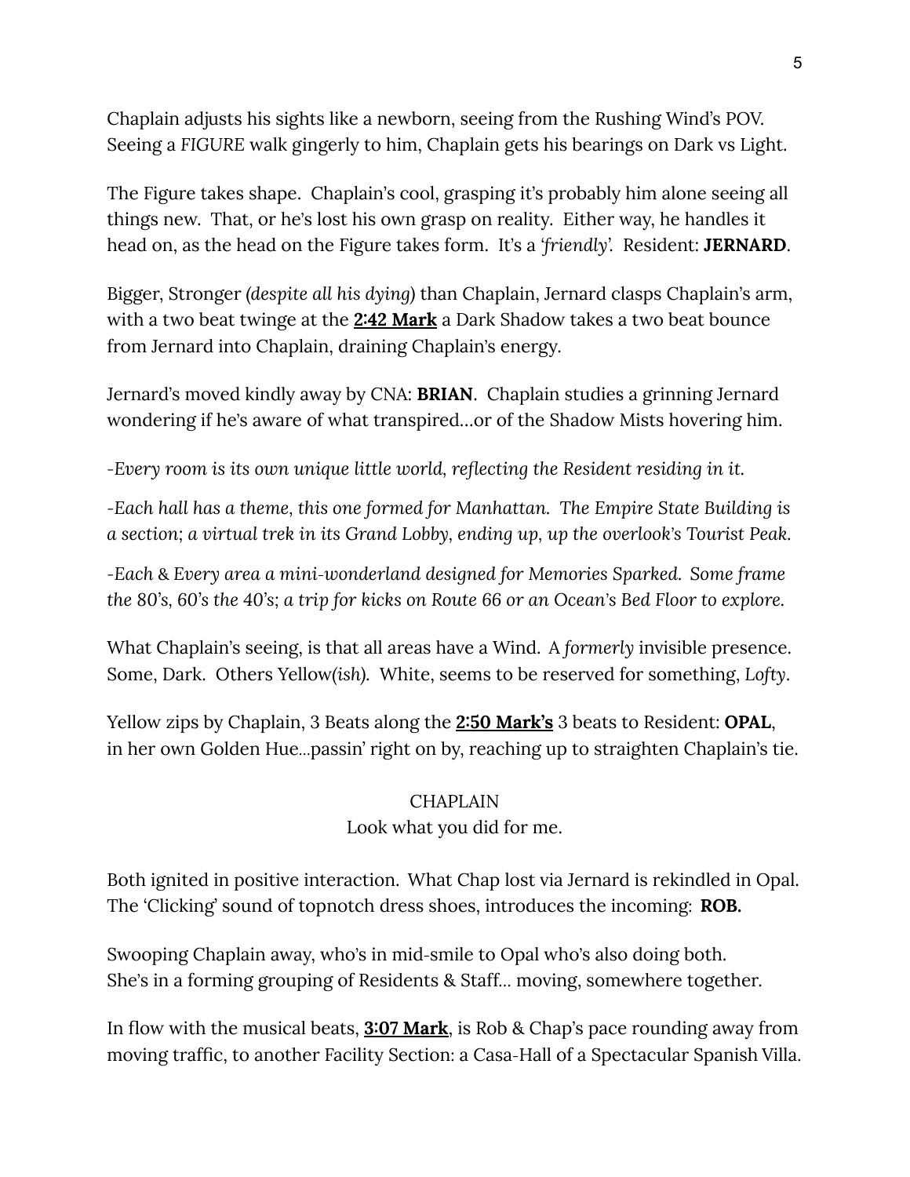Chaplain adjusts his sights like a newborn, seeing from the Rushing Wind's POV. Seeing a *FIGURE* walk gingerly to him, Chaplain gets his bearings on Dark vs Light.

The Figure takes shape. Chaplain's cool, grasping it's probably him alone seeing all things new. That, or he's lost his own grasp on reality. Either way, he handles it head on, as the head on the Figure takes form. It's a *'friendly'*. Resident: **JERNARD**.

Bigger, Stronger *(despite all his dying)* than Chaplain, Jernard clasps Chaplain's arm, with a two beat twinge at the **2:42 Mark** a Dark Shadow takes a two beat bounce from Jernard into Chaplain, draining Chaplain's energy.

Jernard's moved kindly away by CNA: **BRIAN**. Chaplain studies a grinning Jernard wondering if he's aware of what transpired…or of the Shadow Mists hovering him.

*-Every room is its own unique little world, reflecting the Resident residing in it.*

*-Each hall has a theme, this one formed for Manhattan. The Empire State Building is a section; a virtual trek in its Grand Lobby, ending up, up the overlook's Tourist Peak.*

*-Each & Every area a mini-wonderland designed for Memories Sparked. Some frame the 80's, 60's the 40's; a trip for kicks on Route 66 or an Ocean's Bed Floor to explore.*

What Chaplain's seeing, is that all areas have a Wind. A *formerly* invisible presence. Some, Dark. Others Yellow*(ish)*. White, seems to be reserved for something, *Lofty*.

Yellow zips by Chaplain, 3 Beats along the **2:50 Mark's** 3 beats to Resident: **OPAL**, in her own Golden Hue…passin' right on by, reaching up to straighten Chaplain's tie.

CHAPLAIN
Look what you did for me.

Both ignited in positive interaction. What Chap lost via Jernard is rekindled in Opal. The 'Clicking' sound of topnotch dress shoes, introduces the incoming: **ROB.**

Swooping Chaplain away, who's in mid-smile to Opal who's also doing both. She's in a forming grouping of Residents & Staff… moving, somewhere together.

In flow with the musical beats, **3:07 Mark**, is Rob & Chap's pace rounding away from moving traffic, to another Facility Section: a Casa-Hall of a Spectacular Spanish Villa.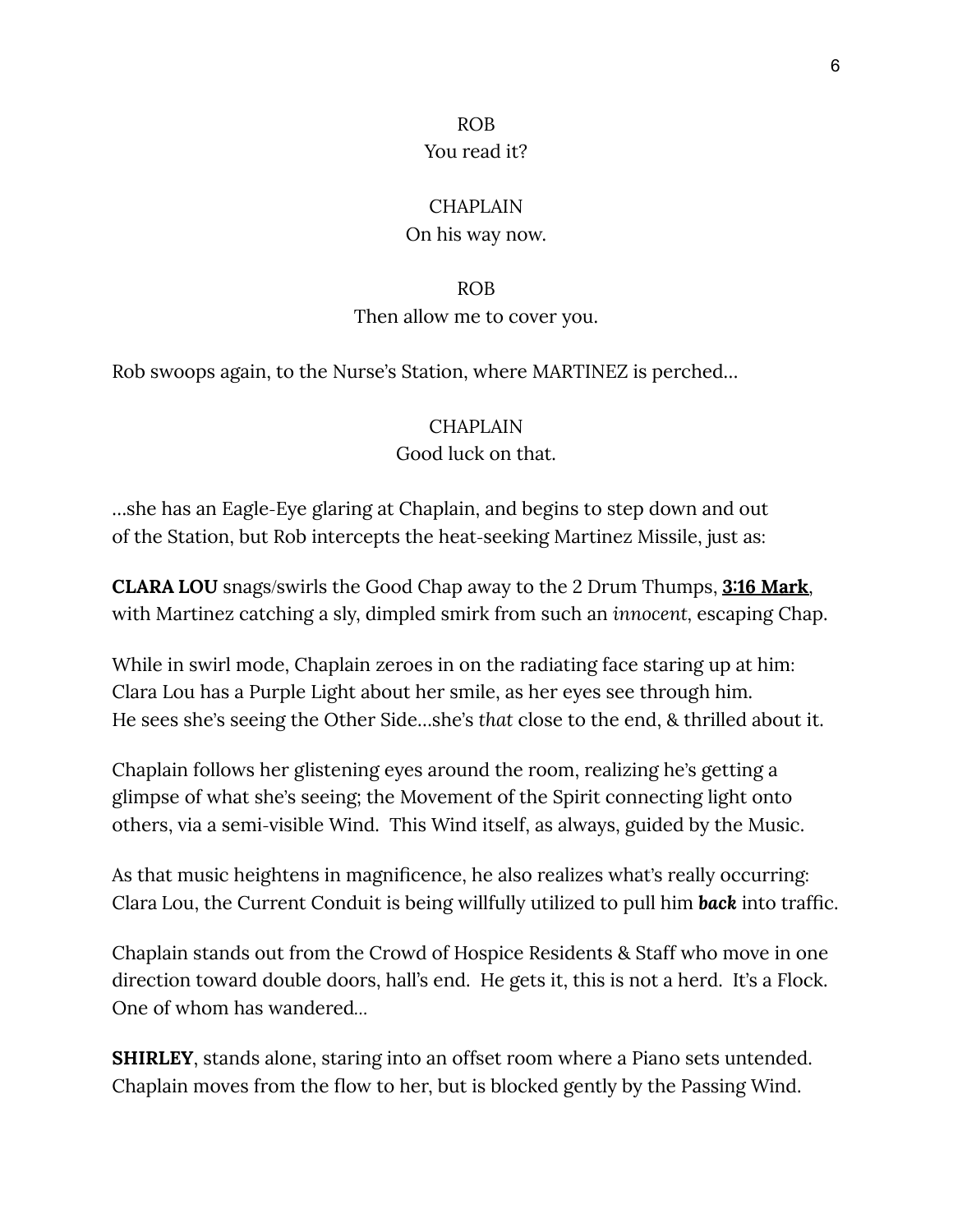ROB
You read it?

CHAPLAIN
On his way now.

ROB
Then allow me to cover you.

Rob swoops again, to the Nurse's Station, where MARTINEZ is perched…

CHAPLAIN
Good luck on that.

…she has an Eagle-Eye glaring at Chaplain, and begins to step down and out of the Station, but Rob intercepts the heat-seeking Martinez Missile, just as:

**CLARA LOU** snags/swirls the Good Chap away to the 2 Drum Thumps, **3:16 Mark**, with Martinez catching a sly, dimpled smirk from such an *innocent*, escaping Chap.

While in swirl mode, Chaplain zeroes in on the radiating face staring up at him: Clara Lou has a Purple Light about her smile, as her eyes see through him. He sees she's seeing the Other Side…she's *that* close to the end, & thrilled about it.

Chaplain follows her glistening eyes around the room, realizing he's getting a glimpse of what she's seeing; the Movement of the Spirit connecting light onto others, via a semi-visible Wind. This Wind itself, as always, guided by the Music.

As that music heightens in magnificence, he also realizes what's really occurring: Clara Lou, the Current Conduit is being willfully utilized to pull him ***back*** into traffic.

Chaplain stands out from the Crowd of Hospice Residents & Staff who move in one direction toward double doors, hall's end. He gets it, this is not a herd. It's a Flock. One of whom has wandered…

**SHIRLEY**, stands alone, staring into an offset room where a Piano sets untended. Chaplain moves from the flow to her, but is blocked gently by the Passing Wind.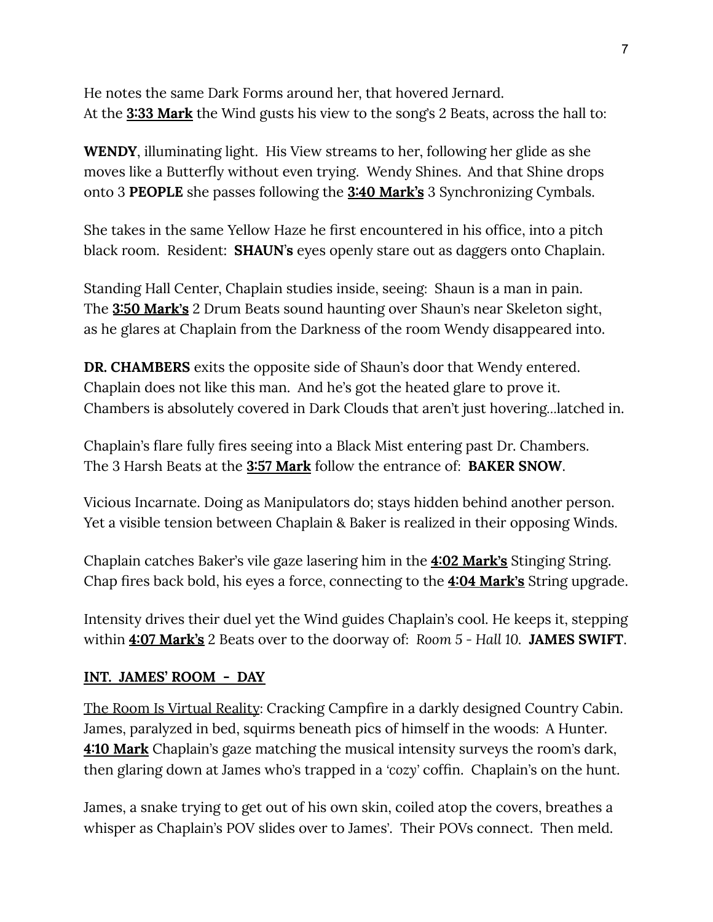He notes the same Dark Forms around her, that hovered Jernard.
At the **<u>3:33 Mark</u>** the Wind gusts his view to the song's 2 Beats, across the hall to:

**WENDY**, illuminating light. His View streams to her, following her glide as she moves like a Butterfly without even trying. Wendy Shines. And that Shine drops onto 3 **PEOPLE** she passes following the **<u>3:40 Mark's</u>** 3 Synchronizing Cymbals.

She takes in the same Yellow Haze he first encountered in his office, into a pitch black room. Resident: **SHAUN's** eyes openly stare out as daggers onto Chaplain.

Standing Hall Center, Chaplain studies inside, seeing: Shaun is a man in pain.
The **<u>3:50 Mark's</u>** 2 Drum Beats sound haunting over Shaun's near Skeleton sight, as he glares at Chaplain from the Darkness of the room Wendy disappeared into.

**DR. CHAMBERS** exits the opposite side of Shaun's door that Wendy entered.
Chaplain does not like this man. And he's got the heated glare to prove it.
Chambers is absolutely covered in Dark Clouds that aren't just hovering...latched in.

Chaplain's flare fully fires seeing into a Black Mist entering past Dr. Chambers.
The 3 Harsh Beats at the **<u>3:57 Mark</u>** follow the entrance of: **BAKER SNOW**.

Vicious Incarnate. Doing as Manipulators do; stays hidden behind another person.
Yet a visible tension between Chaplain & Baker is realized in their opposing Winds.

Chaplain catches Baker's vile gaze lasering him in the **<u>4:02 Mark's</u>** Stinging String.
Chap fires back bold, his eyes a force, connecting to the **<u>4:04 Mark's</u>** String upgrade.

Intensity drives their duel yet the Wind guides Chaplain's cool. He keeps it, stepping within **<u>4:07 Mark's</u>** 2 Beats over to the doorway of: *Room 5 - Hall 10.* **JAMES SWIFT**.

**<u>INT. JAMES' ROOM - DAY</u>**

<u>The Room Is Virtual Reality</u>: Cracking Campfire in a darkly designed Country Cabin.
James, paralyzed in bed, squirms beneath pics of himself in the woods: A Hunter.
**<u>4:10 Mark</u>** Chaplain's gaze matching the musical intensity surveys the room's dark, then glaring down at James who's trapped in a *'cozy'* coffin. Chaplain's on the hunt.

James, a snake trying to get out of his own skin, coiled atop the covers, breathes a whisper as Chaplain's POV slides over to James'. Their POVs connect. Then meld.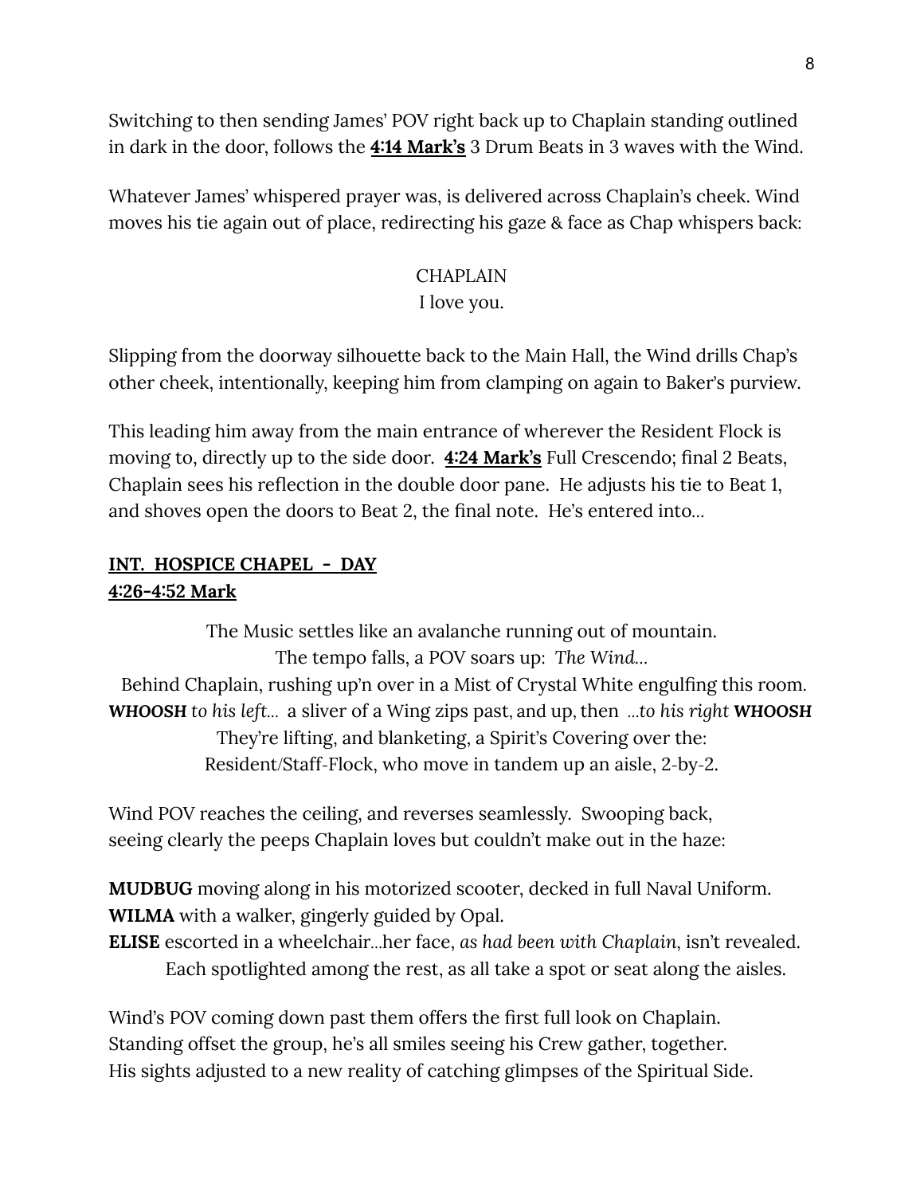Switching to then sending James' POV right back up to Chaplain standing outlined in dark in the door, follows the **4:14 Mark's** 3 Drum Beats in 3 waves with the Wind.

Whatever James' whispered prayer was, is delivered across Chaplain's cheek. Wind moves his tie again out of place, redirecting his gaze & face as Chap whispers back:

CHAPLAIN
I love you.

Slipping from the doorway silhouette back to the Main Hall, the Wind drills Chap's other cheek, intentionally, keeping him from clamping on again to Baker's purview.

This leading him away from the main entrance of wherever the Resident Flock is moving to, directly up to the side door. **4:24 Mark's** Full Crescendo; final 2 Beats, Chaplain sees his reflection in the double door pane. He adjusts his tie to Beat 1, and shoves open the doors to Beat 2, the final note. He's entered into…

**INT. HOSPICE CHAPEL - DAY**
**4:26-4:52 Mark**

The Music settles like an avalanche running out of mountain.
The tempo falls, a POV soars up: *The Wind…*
Behind Chaplain, rushing up'n over in a Mist of Crystal White engulfing this room.
***WHOOSH*** *to his left…* a sliver of a Wing zips past, and up, then *…to his right* ***WHOOSH***
They're lifting, and blanketing, a Spirit's Covering over the:
Resident/Staff-Flock, who move in tandem up an aisle, 2-by-2.

Wind POV reaches the ceiling, and reverses seamlessly. Swooping back, seeing clearly the peeps Chaplain loves but couldn't make out in the haze:

**MUDBUG** moving along in his motorized scooter, decked in full Naval Uniform.
**WILMA** with a walker, gingerly guided by Opal.
**ELISE** escorted in a wheelchair…her face, *as had been with Chaplain*, isn't revealed.
Each spotlighted among the rest, as all take a spot or seat along the aisles.

Wind's POV coming down past them offers the first full look on Chaplain.
Standing offset the group, he's all smiles seeing his Crew gather, together.
His sights adjusted to a new reality of catching glimpses of the Spiritual Side.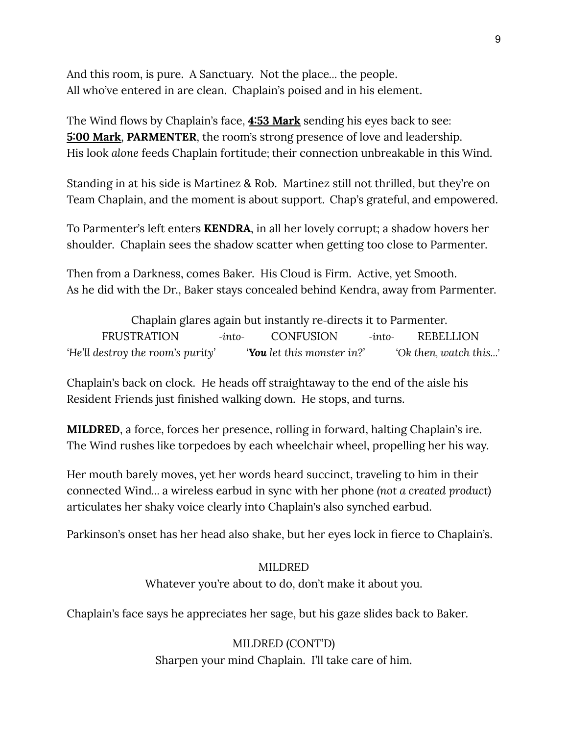And this room, is pure. A Sanctuary. Not the place… the people.
All who've entered in are clean. Chaplain's poised and in his element.

The Wind flows by Chaplain's face, **<u>4:53 Mark</u>** sending his eyes back to see:
**<u>5:00 Mark</u>**, **PARMENTER**, the room's strong presence of love and leadership.
His look *alone* feeds Chaplain fortitude; their connection unbreakable in this Wind.

Standing in at his side is Martinez & Rob. Martinez still not thrilled, but they're on Team Chaplain, and the moment is about support. Chap's grateful, and empowered.

To Parmenter's left enters **KENDRA**, in all her lovely corrupt; a shadow hovers her shoulder. Chaplain sees the shadow scatter when getting too close to Parmenter.

Then from a Darkness, comes Baker. His Cloud is Firm. Active, yet Smooth.
As he did with the Dr., Baker stays concealed behind Kendra, away from Parmenter.

Chaplain glares again but instantly re-directs it to Parmenter.

FRUSTRATION *-into-* CONFUSION *-into-* REBELLION

*'He'll destroy the room's purity'* *'**You** let this monster in?'* *'Ok then, watch this…'*

Chaplain's back on clock. He heads off straightaway to the end of the aisle his Resident Friends just finished walking down. He stops, and turns.

**MILDRED**, a force, forces her presence, rolling in forward, halting Chaplain's ire.
The Wind rushes like torpedoes by each wheelchair wheel, propelling her his way.

Her mouth barely moves, yet her words heard succinct, traveling to him in their connected Wind… a wireless earbud in sync with her phone *(not a created product)* articulates her shaky voice clearly into Chaplain's also synched earbud.

Parkinson's onset has her head also shake, but her eyes lock in fierce to Chaplain's.

MILDRED

Whatever you're about to do, don't make it about you.

Chaplain's face says he appreciates her sage, but his gaze slides back to Baker.

MILDRED (CONT'D)

Sharpen your mind Chaplain. I'll take care of him.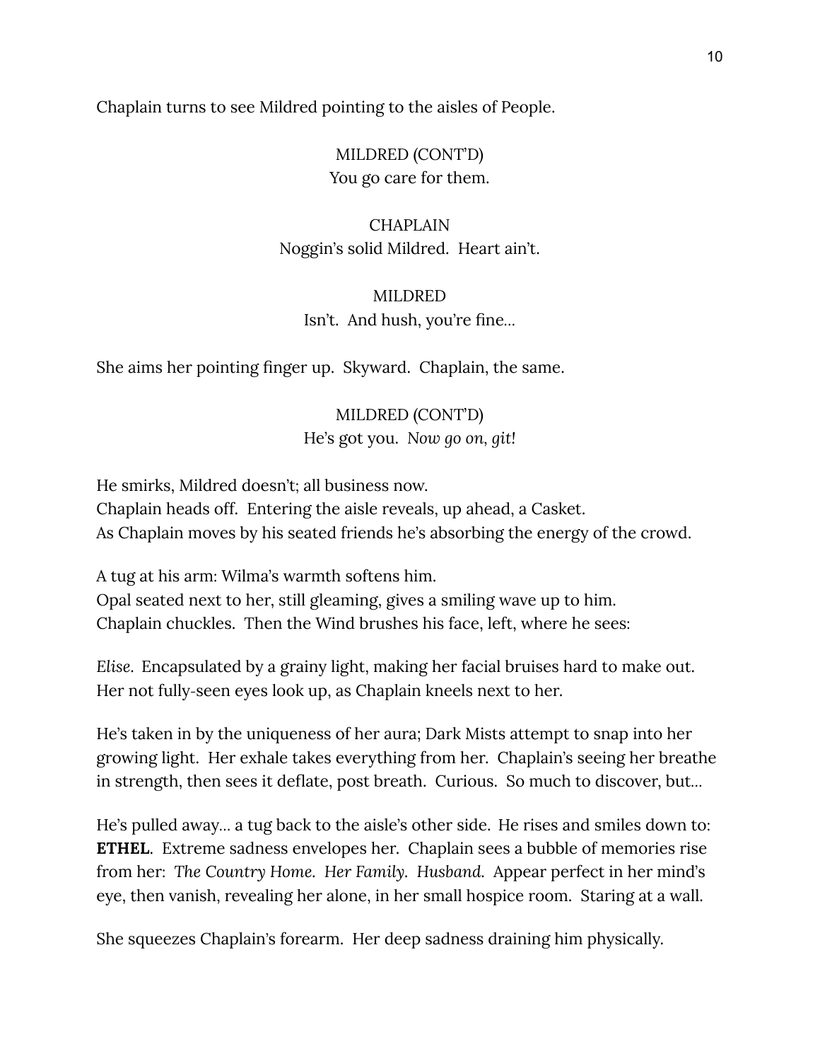Chaplain turns to see Mildred pointing to the aisles of People.

MILDRED (CONT'D)
You go care for them.

CHAPLAIN
Noggin's solid Mildred. Heart ain't.

MILDRED
Isn't. And hush, you're fine...

She aims her pointing finger up. Skyward. Chaplain, the same.

MILDRED (CONT'D)
He's got you. *Now go on, git!*

He smirks, Mildred doesn't; all business now.
Chaplain heads off. Entering the aisle reveals, up ahead, a Casket.
As Chaplain moves by his seated friends he's absorbing the energy of the crowd.

A tug at his arm: Wilma's warmth softens him.
Opal seated next to her, still gleaming, gives a smiling wave up to him.
Chaplain chuckles. Then the Wind brushes his face, left, where he sees:

*Elise.* Encapsulated by a grainy light, making her facial bruises hard to make out. Her not fully-seen eyes look up, as Chaplain kneels next to her.

He's taken in by the uniqueness of her aura; Dark Mists attempt to snap into her growing light. Her exhale takes everything from her. Chaplain's seeing her breathe in strength, then sees it deflate, post breath. Curious. So much to discover, but...

He's pulled away... a tug back to the aisle's other side. He rises and smiles down to: **ETHEL**. Extreme sadness envelopes her. Chaplain sees a bubble of memories rise from her: *The Country Home. Her Family. Husband.* Appear perfect in her mind's eye, then vanish, revealing her alone, in her small hospice room. Staring at a wall.

She squeezes Chaplain's forearm. Her deep sadness draining him physically.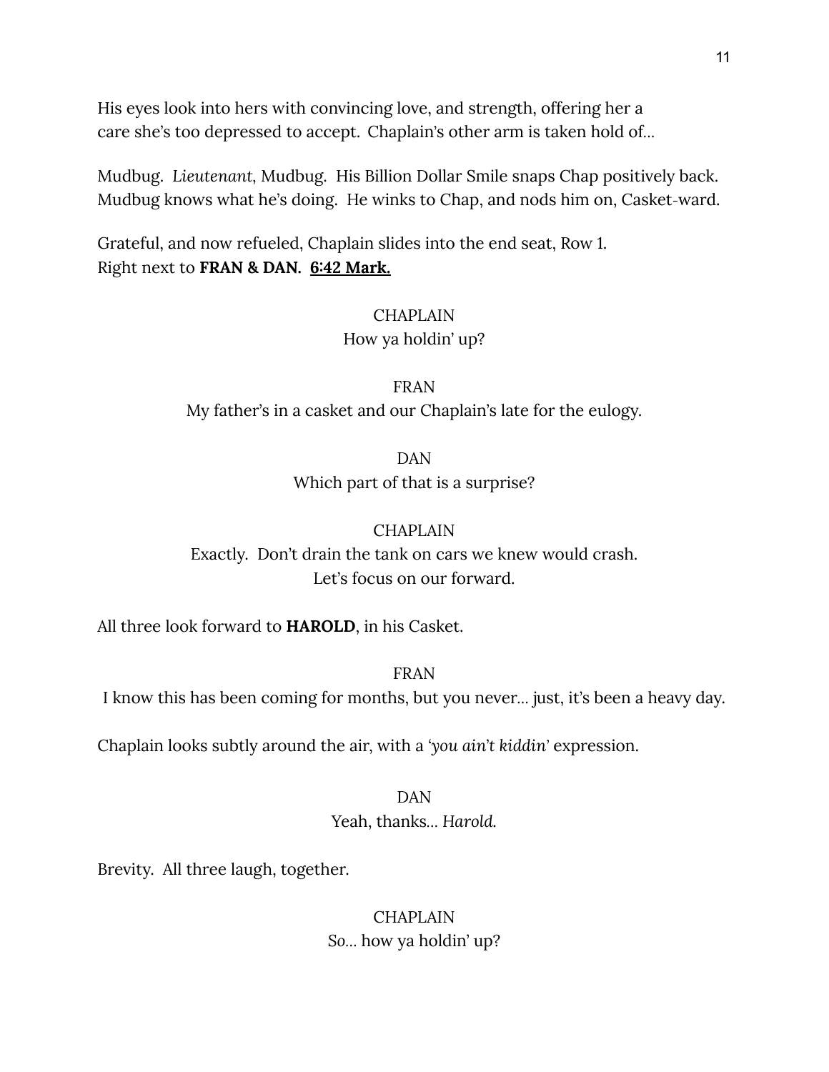His eyes look into hers with convincing love, and strength, offering her a care she's too depressed to accept. Chaplain's other arm is taken hold of…

Mudbug. *Lieutenant*, Mudbug. His Billion Dollar Smile snaps Chap positively back. Mudbug knows what he's doing. He winks to Chap, and nods him on, Casket-ward.

Grateful, and now refueled, Chaplain slides into the end seat, Row 1. Right next to **FRAN & DAN.** **<u>6:42 Mark.</u>**

CHAPLAIN
How ya holdin' up?

FRAN
My father's in a casket and our Chaplain's late for the eulogy.

DAN
Which part of that is a surprise?

CHAPLAIN
Exactly. Don't drain the tank on cars we knew would crash.
Let's focus on our forward.

All three look forward to **HAROLD**, in his Casket.

FRAN
I know this has been coming for months, but you never… just, it's been a heavy day.

Chaplain looks subtly around the air, with a *'you ain't kiddin'* expression.

DAN
Yeah, thanks… *Harold.*

Brevity. All three laugh, together.

CHAPLAIN
So… how ya holdin' up?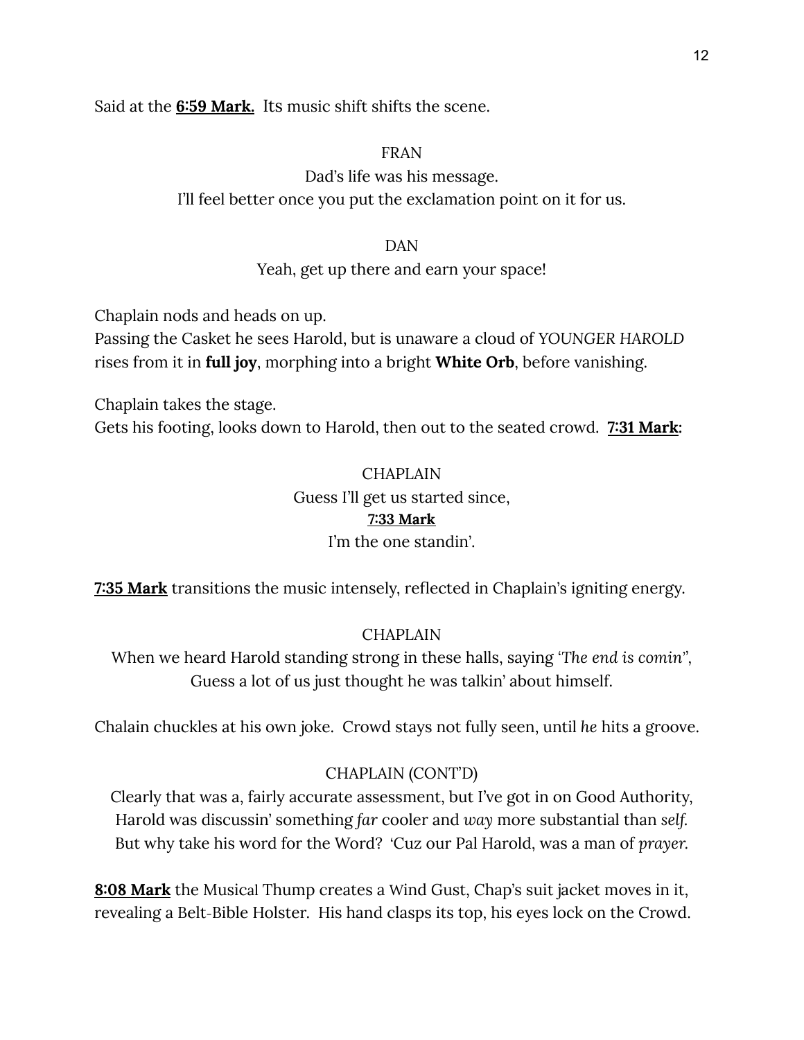Said at the **<u>6:59 Mark.</u>** Its music shift shifts the scene.

FRAN

Dad's life was his message.
I'll feel better once you put the exclamation point on it for us.

DAN

Yeah, get up there and earn your space!

Chaplain nods and heads on up.
Passing the Casket he sees Harold, but is unaware a cloud of *YOUNGER HAROLD* rises from it in **full joy**, morphing into a bright **White Orb**, before vanishing.

Chaplain takes the stage.
Gets his footing, looks down to Harold, then out to the seated crowd. **<u>7:31 Mark</u>:**

CHAPLAIN

Guess I'll get us started since,
**<u>7:33 Mark</u>**
I'm the one standin'.

**<u>7:35 Mark</u>** transitions the music intensely, reflected in Chaplain's igniting energy.

CHAPLAIN

When we heard Harold standing strong in these halls, saying '*The end is comin*'',
Guess a lot of us just thought he was talkin' about himself.

Chalain chuckles at his own joke. Crowd stays not fully seen, until *he* hits a groove.

CHAPLAIN (CONT'D)

Clearly that was a, fairly accurate assessment, but I've got in on Good Authority,
Harold was discussin' something *far* cooler and *way* more substantial than *self*.
But why take his word for the Word? 'Cuz our Pal Harold, was a man of *prayer*.

**<u>8:08 Mark</u>** the Musical Thump creates a Wind Gust, Chap's suit jacket moves in it, revealing a Belt-Bible Holster. His hand clasps its top, his eyes lock on the Crowd.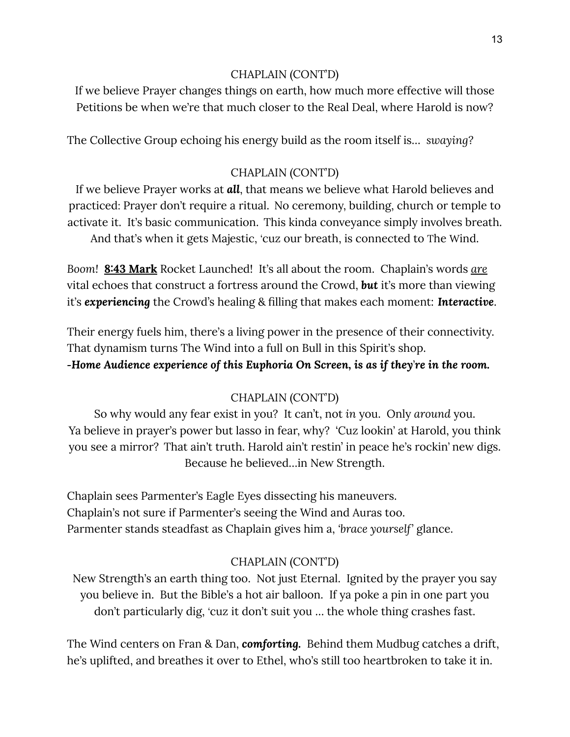CHAPLAIN (CONT'D)

If we believe Prayer changes things on earth, how much more effective will those Petitions be when we're that much closer to the Real Deal, where Harold is now?

The Collective Group echoing his energy build as the room itself is… *swaying?*

CHAPLAIN (CONT'D)

If we believe Prayer works at ***all***, that means we believe what Harold believes and practiced: Prayer don't require a ritual. No ceremony, building, church or temple to activate it. It's basic communication. This kinda conveyance simply involves breath. And that's when it gets Majestic, 'cuz our breath, is connected to The Wind.

*Boom!* **<u>8:43 Mark</u>** Rocket Launched! It's all about the room. Chaplain's words *<u>are</u>* vital echoes that construct a fortress around the Crowd, ***but*** it's more than viewing it's ***experiencing*** the Crowd's healing & filling that makes each moment: ***Interactive***.

Their energy fuels him, there's a living power in the presence of their connectivity. That dynamism turns The Wind into a full on Bull in this Spirit's shop.
***-Home Audience experience of this Euphoria On Screen, is as if they're in the room.***

CHAPLAIN (CONT'D)

So why would any fear exist in you? It can't, not *in* you. Only *around* you. Ya believe in prayer's power but lasso in fear, why? 'Cuz lookin' at Harold, you think you see a mirror? That ain't truth. Harold ain't restin' in peace he's rockin' new digs. Because he believed…in New Strength.

Chaplain sees Parmenter's Eagle Eyes dissecting his maneuvers.
Chaplain's not sure if Parmenter's seeing the Wind and Auras too.
Parmenter stands steadfast as Chaplain gives him a, *'brace yourself'* glance.

CHAPLAIN (CONT'D)

New Strength's an earth thing too. Not just Eternal. Ignited by the prayer you say you believe in. But the Bible's a hot air balloon. If ya poke a pin in one part you don't particularly dig, 'cuz it don't suit you … the whole thing crashes fast.

The Wind centers on Fran & Dan, ***comforting.*** Behind them Mudbug catches a drift, he's uplifted, and breathes it over to Ethel, who's still too heartbroken to take it in.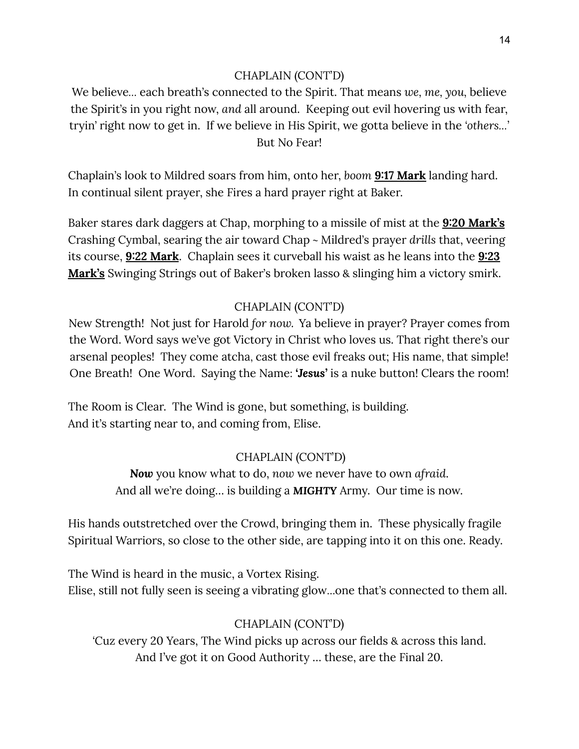CHAPLAIN (CONT'D)

We believe… each breath's connected to the Spirit. That means *we*, *me*, *you*, believe the Spirit's in you right now, *and* all around. Keeping out evil hovering us with fear, tryin' right now to get in. If we believe in His Spirit, we gotta believe in the *'others…'* But No Fear!

Chaplain's look to Mildred soars from him, onto her, *boom* **9:17 Mark** landing hard. In continual silent prayer, she Fires a hard prayer right at Baker.

Baker stares dark daggers at Chap, morphing to a missile of mist at the **9:20 Mark's** Crashing Cymbal, searing the air toward Chap ~ Mildred's prayer *drills* that, veering its course, **9:22 Mark**. Chaplain sees it curveball his waist as he leans into the **9:23 Mark's** Swinging Strings out of Baker's broken lasso & slinging him a victory smirk.

CHAPLAIN (CONT'D)

New Strength! Not just for Harold *for now.* Ya believe in prayer? Prayer comes from the Word. Word says we've got Victory in Christ who loves us. That right there's our arsenal peoples! They come atcha, cast those evil freaks out; His name, that simple! One Breath! One Word. Saying the Name: ***'Jesus'*** is a nuke button! Clears the room!

The Room is Clear. The Wind is gone, but something, is building.
And it's starting near to, and coming from, Elise.

CHAPLAIN (CONT'D)

***Now*** you know what to do, *now* we never have to own *afraid.*
And all we're doing… is building a ***MIGHTY*** Army. Our time is now.

His hands outstretched over the Crowd, bringing them in. These physically fragile Spiritual Warriors, so close to the other side, are tapping into it on this one. Ready.

The Wind is heard in the music, a Vortex Rising.
Elise, still not fully seen is seeing a vibrating glow…one that's connected to them all.

CHAPLAIN (CONT'D)

'Cuz every 20 Years, The Wind picks up across our fields & across this land.
And I've got it on Good Authority … these, are the Final 20.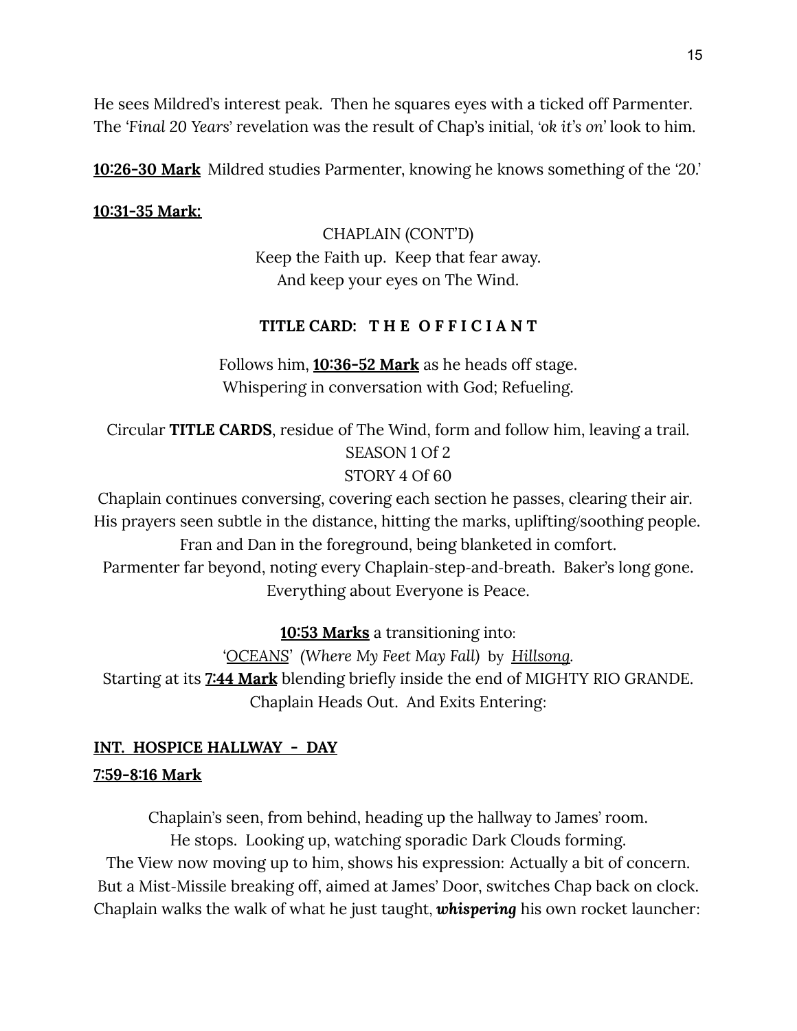He sees Mildred's interest peak.  Then he squares eyes with a ticked off Parmenter. The '*Final 20 Years*' revelation was the result of Chap's initial, '*ok it's on*' look to him.

**<u>10:26-30 Mark</u>**  Mildred studies Parmenter, knowing he knows something of the '20.'

**<u>10:31-35 Mark:</u>**

CHAPLAIN (CONT'D)
Keep the Faith up.  Keep that fear away.
And keep your eyes on The Wind.

**TITLE CARD:   T H E   O F F I C I A N T**

Follows him, **<u>10:36-52 Mark</u>** as he heads off stage.
Whispering in conversation with God; Refueling.

Circular **TITLE CARDS**, residue of The Wind, form and follow him, leaving a trail.
SEASON 1 Of 2
STORY 4 Of 60
Chaplain continues conversing, covering each section he passes, clearing their air.
His prayers seen subtle in the distance, hitting the marks, uplifting/soothing people.
Fran and Dan in the foreground, being blanketed in comfort.
Parmenter far beyond, noting every Chaplain-step-and-breath.  Baker's long gone.
Everything about Everyone is Peace.

**<u>10:53 Marks</u>** a transitioning into:
'<u>OCEANS</u>'  *(Where My Feet May Fall)*  by  *<u>Hillsong</u>*.
Starting at its **<u>7:44 Mark</u>** blending briefly inside the end of MIGHTY RIO GRANDE.
Chaplain Heads Out.  And Exits Entering:

**<u>INT.  HOSPICE HALLWAY  -  DAY</u>**

**<u>7:59-8:16 Mark</u>**

Chaplain's seen, from behind, heading up the hallway to James' room.
He stops.  Looking up, watching sporadic Dark Clouds forming.
The View now moving up to him, shows his expression: Actually a bit of concern.
But a Mist-Missile breaking off, aimed at James' Door, switches Chap back on clock.
Chaplain walks the walk of what he just taught, ***whispering*** his own rocket launcher: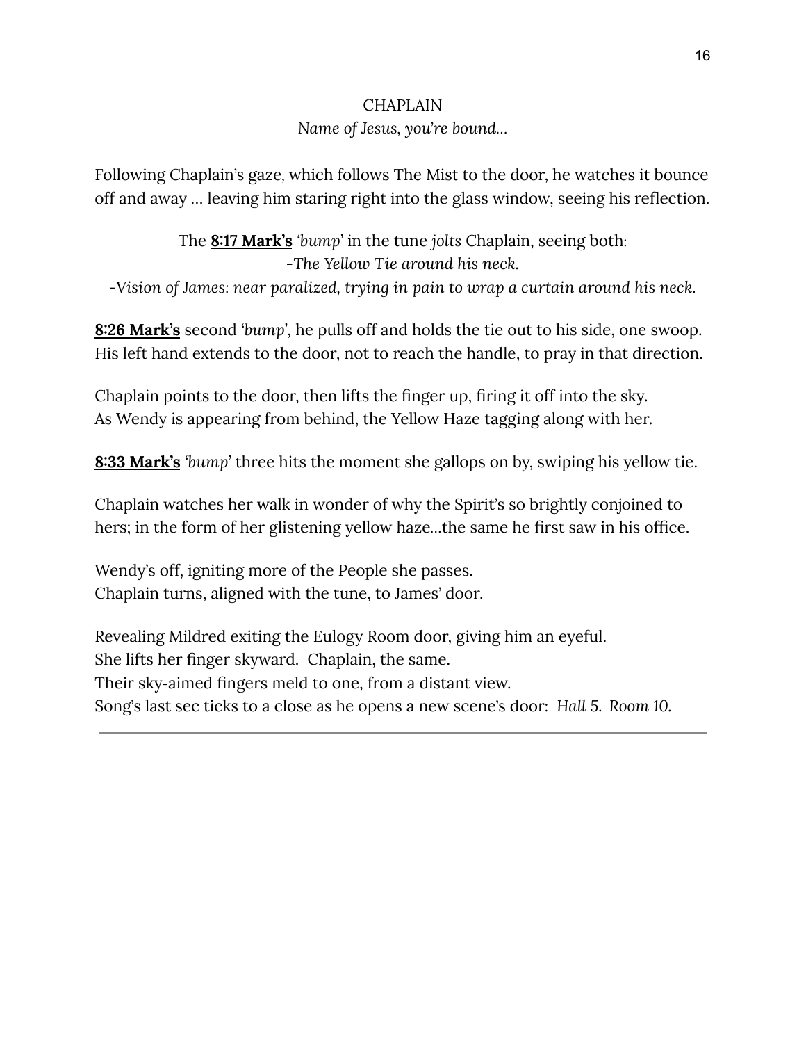CHAPLAIN

*Name of Jesus, you're bound…*

Following Chaplain's gaze, which follows The Mist to the door, he watches it bounce off and away … leaving him staring right into the glass window, seeing his reflection.

The **8:17 Mark's** *'bump'* in the tune *jolts* Chaplain, seeing both:
*-The Yellow Tie around his neck.*
*-Vision of James: near paralized, trying in pain to wrap a curtain around his neck.*

**8:26 Mark's** second *'bump'*, he pulls off and holds the tie out to his side, one swoop. His left hand extends to the door, not to reach the handle, to pray in that direction.

Chaplain points to the door, then lifts the finger up, firing it off into the sky.
As Wendy is appearing from behind, the Yellow Haze tagging along with her.

**8:33 Mark's** *'bump'* three hits the moment she gallops on by, swiping his yellow tie.

Chaplain watches her walk in wonder of why the Spirit's so brightly conjoined to hers; in the form of her glistening yellow haze…the same he first saw in his office.

Wendy's off, igniting more of the People she passes.
Chaplain turns, aligned with the tune, to James' door.

Revealing Mildred exiting the Eulogy Room door, giving him an eyeful.
She lifts her finger skyward. Chaplain, the same.
Their sky-aimed fingers meld to one, from a distant view.
Song's last sec ticks to a close as he opens a new scene's door: *Hall 5. Room 10.*

---